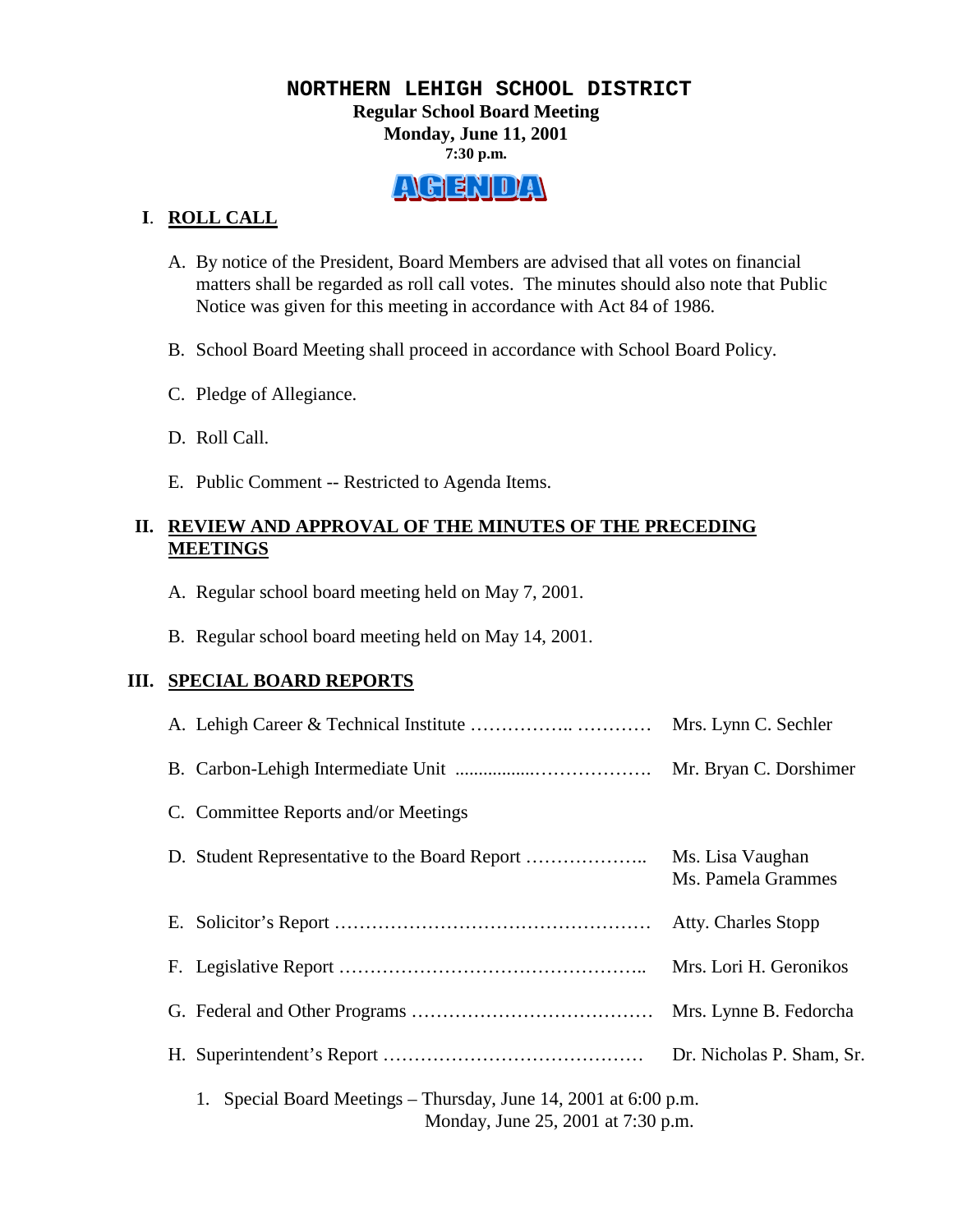# NORTHERN LEHIGH SCHOOL DISTRICT

**Regular School Board Meeting**
**Monday, June 11, 2001**
**7:30 p.m.**

**AGENDA**

## I. ROLL CALL

A. By notice of the President, Board Members are advised that all votes on financial matters shall be regarded as roll call votes. The minutes should also note that Public Notice was given for this meeting in accordance with Act 84 of 1986.

B. School Board Meeting shall proceed in accordance with School Board Policy.

C. Pledge of Allegiance.

D. Roll Call.

E. Public Comment -- Restricted to Agenda Items.

## II. REVIEW AND APPROVAL OF THE MINUTES OF THE PRECEDING MEETINGS

A. Regular school board meeting held on May 7, 2001.

B. Regular school board meeting held on May 14, 2001.

## III. SPECIAL BOARD REPORTS

A. Lehigh Career & Technical Institute …………….. ………… Mrs. Lynn C. Sechler

B. Carbon-Lehigh Intermediate Unit ................………………. Mr. Bryan C. Dorshimer

C. Committee Reports and/or Meetings

D. Student Representative to the Board Report ……………….. Ms. Lisa Vaughan, Ms. Pamela Grammes

E. Solicitor's Report …………………………………………… Atty. Charles Stopp

F. Legislative Report ………………………………………….. Mrs. Lori H. Geronikos

G. Federal and Other Programs ………………………………… Mrs. Lynne B. Fedorcha

H. Superintendent's Report …………………………………… Dr. Nicholas P. Sham, Sr.

1. Special Board Meetings – Thursday, June 14, 2001 at 6:00 p.m.
   Monday, June 25, 2001 at 7:30 p.m.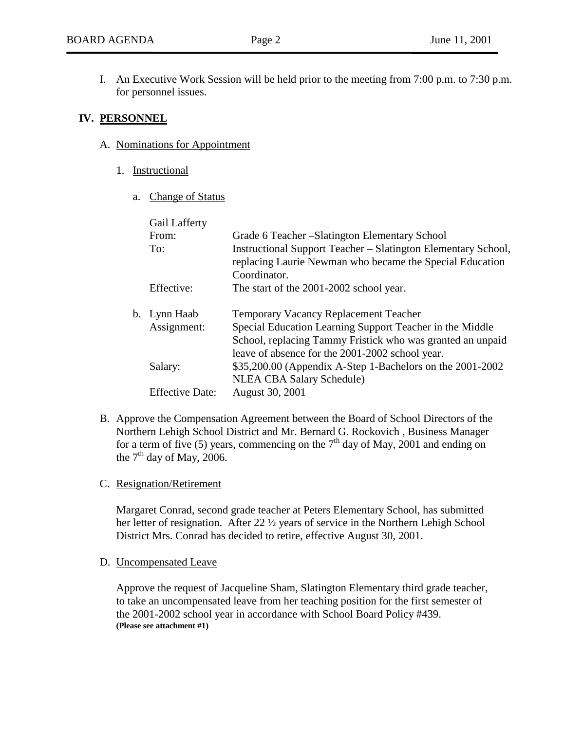I. An Executive Work Session will be held prior to the meeting from 7:00 p.m. to 7:30 p.m. for personnel issues.

## IV. PERSONNEL

A. Nominations for Appointment

1. Instructional

a. Change of Status

Gail Lafferty

| | |
|---|---|
| From: | Grade 6 Teacher –Slatington Elementary School |
| To: | Instructional Support Teacher – Slatington Elementary School, replacing Laurie Newman who became the Special Education Coordinator. |
| Effective: | The start of the 2001-2002 school year. |

b. Lynn Haab — Temporary Vacancy Replacement Teacher

| | |
|---|---|
| Assignment: | Special Education Learning Support Teacher in the Middle School, replacing Tammy Fristick who was granted an unpaid leave of absence for the 2001-2002 school year. |
| Salary: | \$35,200.00 (Appendix A-Step 1-Bachelors on the 2001-2002 NLEA CBA Salary Schedule) |
| Effective Date: | August 30, 2001 |

B. Approve the Compensation Agreement between the Board of School Directors of the Northern Lehigh School District and Mr. Bernard G. Rockovich , Business Manager for a term of five (5) years, commencing on the 7th day of May, 2001 and ending on the 7th day of May, 2006.

C. Resignation/Retirement

Margaret Conrad, second grade teacher at Peters Elementary School, has submitted her letter of resignation. After 22 ½ years of service in the Northern Lehigh School District Mrs. Conrad has decided to retire, effective August 30, 2001.

D. Uncompensated Leave

Approve the request of Jacqueline Sham, Slatington Elementary third grade teacher, to take an uncompensated leave from her teaching position for the first semester of the 2001-2002 school year in accordance with School Board Policy #439.
**(Please see attachment #1)**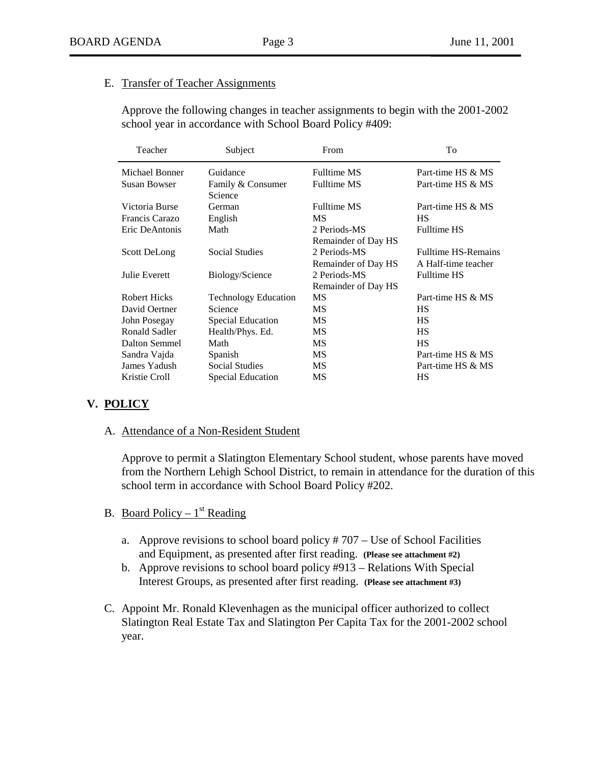E. Transfer of Teacher Assignments

Approve the following changes in teacher assignments to begin with the 2001-2002 school year in accordance with School Board Policy #409:

| Teacher | Subject | From | To |
|---|---|---|---|
| Michael Bonner | Guidance | Fulltime MS | Part-time HS & MS |
| Susan Bowser | Family & Consumer Science | Fulltime MS | Part-time HS & MS |
| Victoria Burse | German | Fulltime MS | Part-time HS & MS |
| Francis Carazo | English | MS | HS |
| Eric DeAntonis | Math | 2 Periods-MS Remainder of Day HS | Fulltime HS |
| Scott DeLong | Social Studies | 2 Periods-MS Remainder of Day HS | Fulltime HS-Remains A Half-time teacher |
| Julie Everett | Biology/Science | 2 Periods-MS Remainder of Day HS | Fulltime HS |
| Robert Hicks | Technology Education | MS | Part-time HS & MS |
| David Oertner | Science | MS | HS |
| John Posegay | Special Education | MS | HS |
| Ronald Sadler | Health/Phys. Ed. | MS | HS |
| Dalton Semmel | Math | MS | HS |
| Sandra Vajda | Spanish | MS | Part-time HS & MS |
| James Yadush | Social Studies | MS | Part-time HS & MS |
| Kristie Croll | Special Education | MS | HS |

## V. POLICY

A. Attendance of a Non-Resident Student

Approve to permit a Slatington Elementary School student, whose parents have moved from the Northern Lehigh School District, to remain in attendance for the duration of this school term in accordance with School Board Policy #202.

B. Board Policy – 1st Reading

a. Approve revisions to school board policy # 707 – Use of School Facilities and Equipment, as presented after first reading. **(Please see attachment #2)**

b. Approve revisions to school board policy #913 – Relations With Special Interest Groups, as presented after first reading. **(Please see attachment #3)**

C. Appoint Mr. Ronald Klevenhagen as the municipal officer authorized to collect Slatington Real Estate Tax and Slatington Per Capita Tax for the 2001-2002 school year.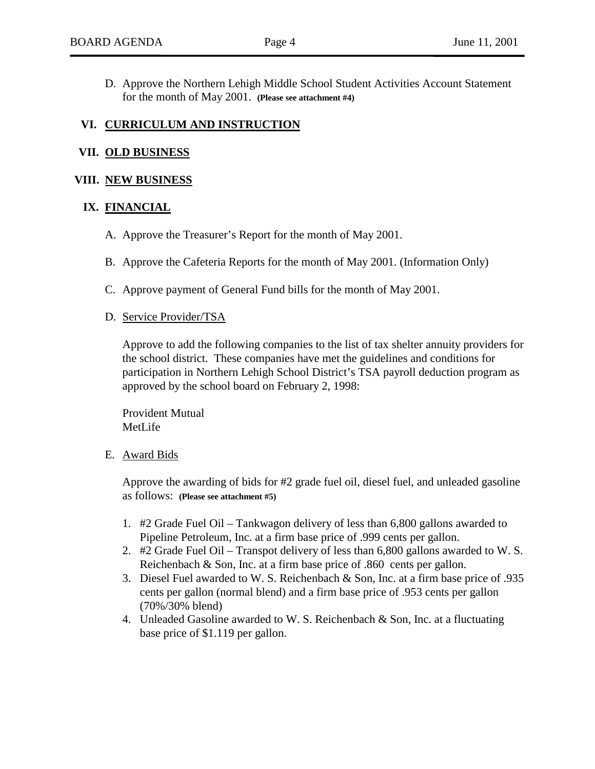D. Approve the Northern Lehigh Middle School Student Activities Account Statement for the month of May 2001. **(Please see attachment #4)**

## VI. CURRICULUM AND INSTRUCTION

## VII. OLD BUSINESS

## VIII. NEW BUSINESS

## IX. FINANCIAL

A. Approve the Treasurer's Report for the month of May 2001.

B. Approve the Cafeteria Reports for the month of May 2001. (Information Only)

C. Approve payment of General Fund bills for the month of May 2001.

D. Service Provider/TSA

Approve to add the following companies to the list of tax shelter annuity providers for the school district. These companies have met the guidelines and conditions for participation in Northern Lehigh School District's TSA payroll deduction program as approved by the school board on February 2, 1998:

Provident Mutual
MetLife

E. Award Bids

Approve the awarding of bids for #2 grade fuel oil, diesel fuel, and unleaded gasoline as follows: **(Please see attachment #5)**

1. #2 Grade Fuel Oil – Tankwagon delivery of less than 6,800 gallons awarded to Pipeline Petroleum, Inc. at a firm base price of .999 cents per gallon.
2. #2 Grade Fuel Oil – Transpot delivery of less than 6,800 gallons awarded to W. S. Reichenbach & Son, Inc. at a firm base price of .860 cents per gallon.
3. Diesel Fuel awarded to W. S. Reichenbach & Son, Inc. at a firm base price of .935 cents per gallon (normal blend) and a firm base price of .953 cents per gallon (70%/30% blend)
4. Unleaded Gasoline awarded to W. S. Reichenbach & Son, Inc. at a fluctuating base price of $1.119 per gallon.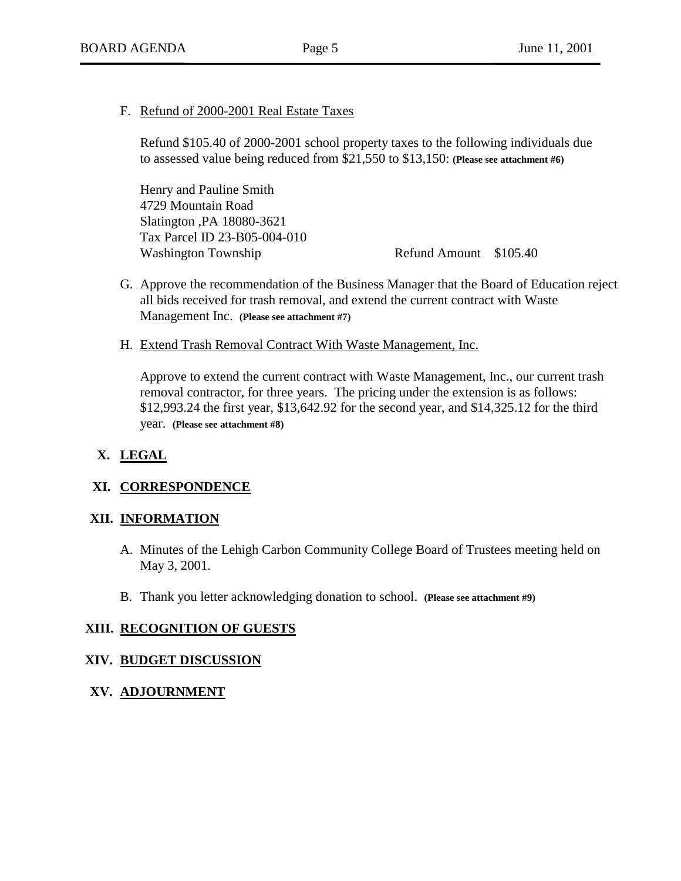F. Refund of 2000-2001 Real Estate Taxes

Refund $105.40 of 2000-2001 school property taxes to the following individuals due to assessed value being reduced from $21,550 to $13,150: **(Please see attachment #6)**

Henry and Pauline Smith
4729 Mountain Road
Slatington ,PA 18080-3621
Tax Parcel ID 23-B05-004-010
Washington Township Refund Amount $105.40

G. Approve the recommendation of the Business Manager that the Board of Education reject all bids received for trash removal, and extend the current contract with Waste Management Inc. **(Please see attachment #7)**

H. Extend Trash Removal Contract With Waste Management, Inc.

Approve to extend the current contract with Waste Management, Inc., our current trash removal contractor, for three years. The pricing under the extension is as follows: $12,993.24 the first year, $13,642.92 for the second year, and $14,325.12 for the third year. **(Please see attachment #8)**

## X. LEGAL

## XI. CORRESPONDENCE

## XII. INFORMATION

A. Minutes of the Lehigh Carbon Community College Board of Trustees meeting held on May 3, 2001.

B. Thank you letter acknowledging donation to school. **(Please see attachment #9)**

## XIII. RECOGNITION OF GUESTS

## XIV. BUDGET DISCUSSION

## XV. ADJOURNMENT